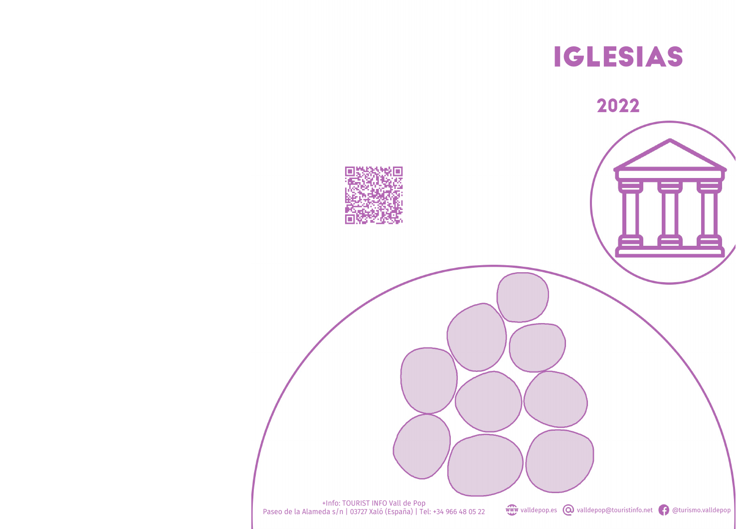# IGLESIAS

## 2022

+Info: TOURIST INFO Vall de Pop
Paseo de la Alameda s/n | 03727 Xaló (España) | Tel: +34 966 48 05 22

valldepop.es | valldepop@touristinfo.net | @turismo.valldepop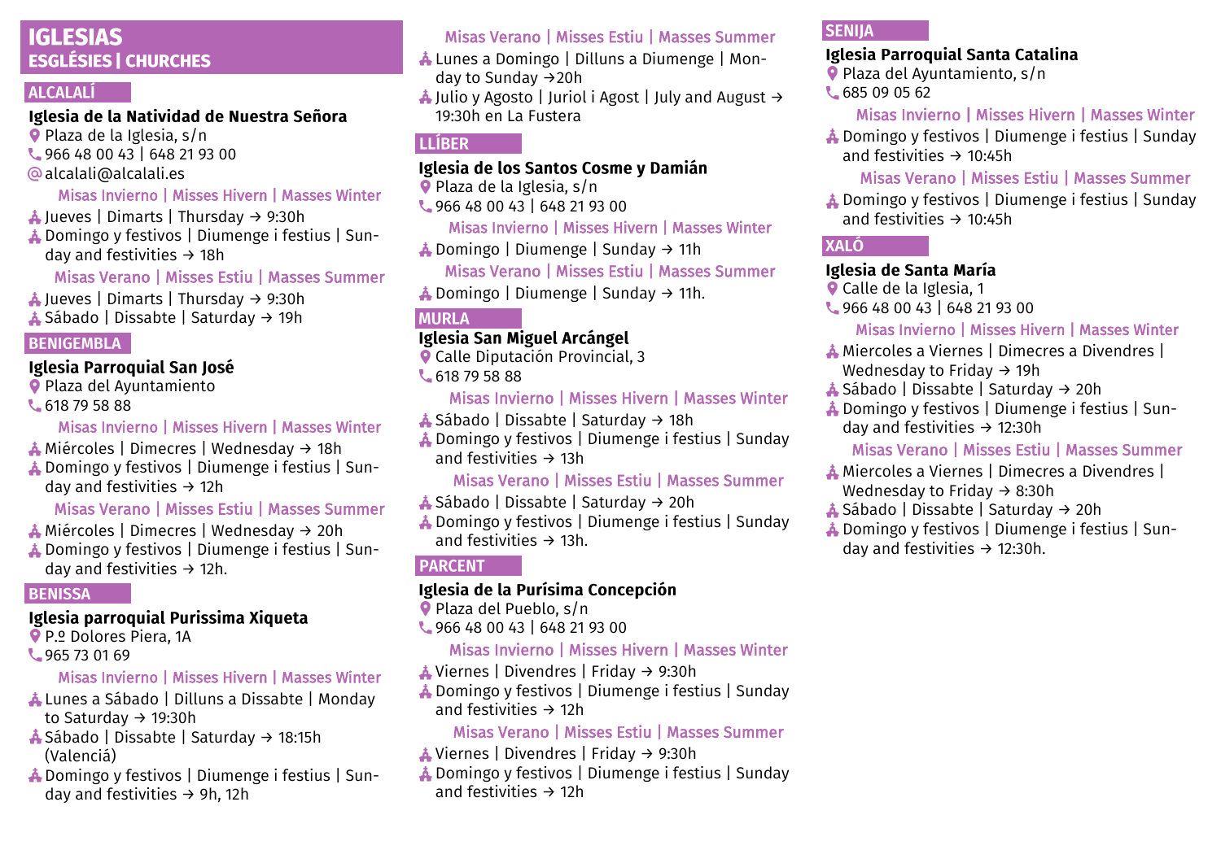# IGLESIAS
## ESGLÉSIES | CHURCHES

### ALCALALÍ

**Iglesia de la Natividad de Nuestra Señora**

Plaza de la Iglesia, s/n
966 48 00 43 | 648 21 93 00
@alcalali@alcalali.es

Misas Invierno | Misses Hivern | Masses Winter

- Jueves | Dimarts | Thursday → 9:30h
- Domingo y festivos | Diumenge i festius | Sunday and festivities → 18h

Misas Verano | Misses Estiu | Masses Summer

- Jueves | Dimarts | Thursday → 9:30h
- Sábado | Dissabte | Saturday → 19h

### BENIGEMBLA

**Iglesia Parroquial San José**

Plaza del Ayuntamiento
618 79 58 88

Misas Invierno | Misses Hivern | Masses Winter

- Miércoles | Dimecres | Wednesday → 18h
- Domingo y festivos | Diumenge i festius | Sunday and festivities → 12h

Misas Verano | Misses Estiu | Masses Summer

- Miércoles | Dimecres | Wednesday → 20h
- Domingo y festivos | Diumenge i festius | Sunday and festivities → 12h.

### BENISSA

**Iglesia parroquial Purissima Xiqueta**

P.º Dolores Piera, 1A
965 73 01 69

Misas Invierno | Misses Hivern | Masses Winter

- Lunes a Sábado | Dilluns a Dissabte | Monday to Saturday → 19:30h
- Sábado | Dissabte | Saturday → 18:15h (Valencià)
- Domingo y festivos | Diumenge i festius | Sunday and festivities → 9h, 12h

Misas Verano | Misses Estiu | Masses Summer

- Lunes a Domingo | Dilluns a Diumenge | Monday to Sunday →20h
- Julio y Agosto | Juriol i Agost | July and August → 19:30h en La Fustera

### LLÍBER

**Iglesia de los Santos Cosme y Damián**

Plaza de la Iglesia, s/n
966 48 00 43 | 648 21 93 00

Misas Invierno | Misses Hivern | Masses Winter

- Domingo | Diumenge | Sunday → 11h

Misas Verano | Misses Estiu | Masses Summer

- Domingo | Diumenge | Sunday → 11h.

### MURLA

**Iglesia San Miguel Arcángel**

Calle Diputación Provincial, 3
618 79 58 88

Misas Invierno | Misses Hivern | Masses Winter

- Sábado | Dissabte | Saturday → 18h
- Domingo y festivos | Diumenge i festius | Sunday and festivities → 13h

Misas Verano | Misses Estiu | Masses Summer

- Sábado | Dissabte | Saturday → 20h
- Domingo y festivos | Diumenge i festius | Sunday and festivities → 13h.

### PARCENT

**Iglesia de la Purísima Concepción**

Plaza del Pueblo, s/n
966 48 00 43 | 648 21 93 00

Misas Invierno | Misses Hivern | Masses Winter

- Viernes | Divendres | Friday → 9:30h
- Domingo y festivos | Diumenge i festius | Sunday and festivities → 12h

Misas Verano | Misses Estiu | Masses Summer

- Viernes | Divendres | Friday → 9:30h
- Domingo y festivos | Diumenge i festius | Sunday and festivities → 12h

### SENIJA

**Iglesia Parroquial Santa Catalina**

Plaza del Ayuntamiento, s/n
685 09 05 62

Misas Invierno | Misses Hivern | Masses Winter

- Domingo y festivos | Diumenge i festius | Sunday and festivities → 10:45h

Misas Verano | Misses Estiu | Masses Summer

- Domingo y festivos | Diumenge i festius | Sunday and festivities → 10:45h

### XALÓ

**Iglesia de Santa María**

Calle de la Iglesia, 1
966 48 00 43 | 648 21 93 00

Misas Invierno | Misses Hivern | Masses Winter

- Miercoles a Viernes | Dimecres a Divendres | Wednesday to Friday → 19h
- Sábado | Dissabte | Saturday → 20h
- Domingo y festivos | Diumenge i festius | Sunday and festivities → 12:30h

Misas Verano | Misses Estiu | Masses Summer

- Miercoles a Viernes | Dimecres a Divendres | Wednesday to Friday → 8:30h
- Sábado | Dissabte | Saturday → 20h
- Domingo y festivos | Diumenge i festius | Sunday and festivities → 12:30h.